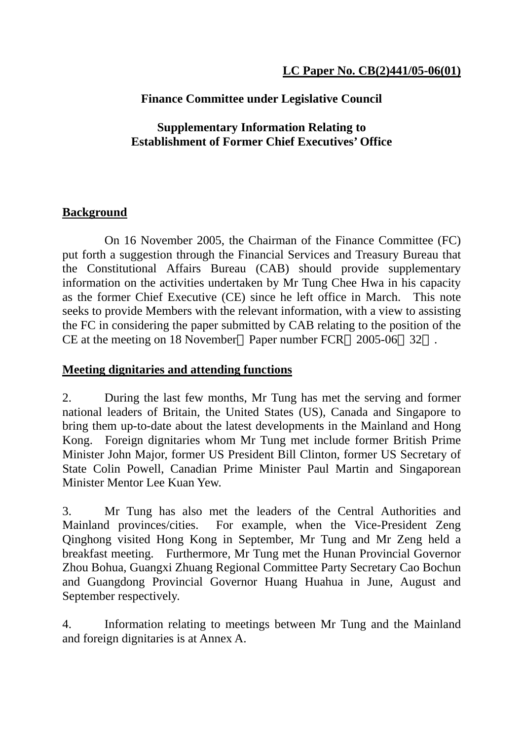**LC Paper No. CB(2)441/05-06(01)**

**Finance Committee under Legislative Council**

**Supplementary Information Relating to Establishment of Former Chief Executives' Office**

**Background**

On 16 November 2005, the Chairman of the Finance Committee (FC) put forth a suggestion through the Financial Services and Treasury Bureau that the Constitutional Affairs Bureau (CAB) should provide supplementary information on the activities undertaken by Mr Tung Chee Hwa in his capacity as the former Chief Executive (CE) since he left office in March. This note seeks to provide Members with the relevant information, with a view to assisting the FC in considering the paper submitted by CAB relating to the position of the CE at the meeting on 18 November（Paper number FCR（2005-06）32）.

**Meeting dignitaries and attending functions**

2. During the last few months, Mr Tung has met the serving and former national leaders of Britain, the United States (US), Canada and Singapore to bring them up-to-date about the latest developments in the Mainland and Hong Kong. Foreign dignitaries whom Mr Tung met include former British Prime Minister John Major, former US President Bill Clinton, former US Secretary of State Colin Powell, Canadian Prime Minister Paul Martin and Singaporean Minister Mentor Lee Kuan Yew.

3. Mr Tung has also met the leaders of the Central Authorities and Mainland provinces/cities. For example, when the Vice-President Zeng Qinghong visited Hong Kong in September, Mr Tung and Mr Zeng held a breakfast meeting. Furthermore, Mr Tung met the Hunan Provincial Governor Zhou Bohua, Guangxi Zhuang Regional Committee Party Secretary Cao Bochun and Guangdong Provincial Governor Huang Huahua in June, August and September respectively.

4. Information relating to meetings between Mr Tung and the Mainland and foreign dignitaries is at Annex A.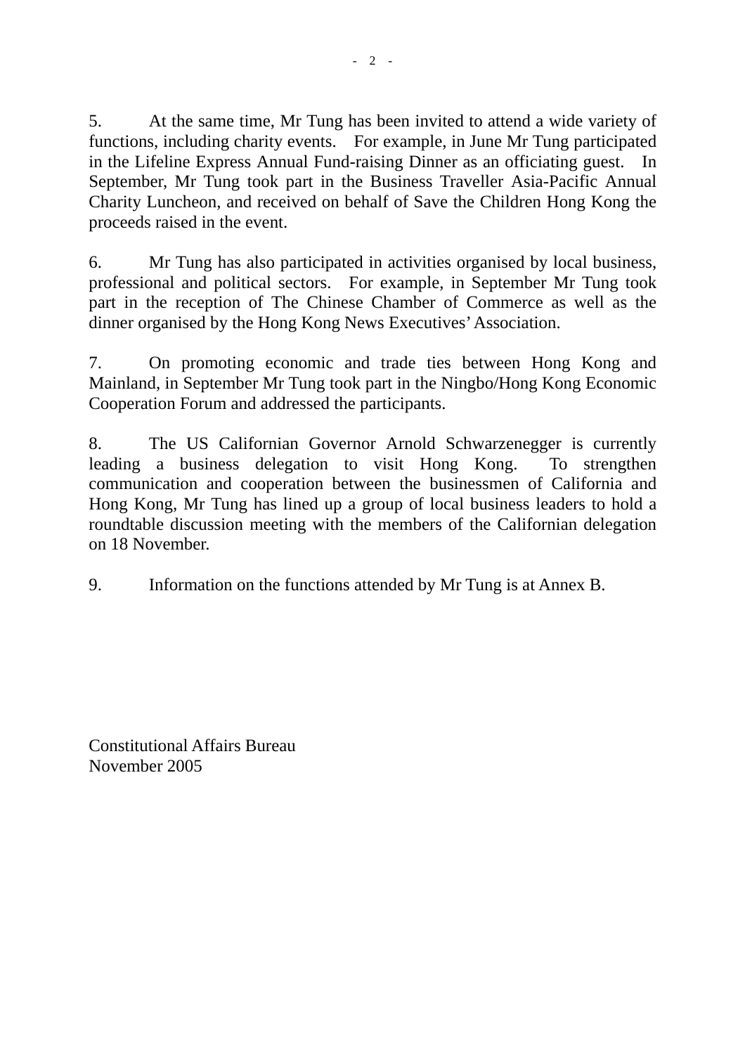5. At the same time, Mr Tung has been invited to attend a wide variety of functions, including charity events. For example, in June Mr Tung participated in the Lifeline Express Annual Fund-raising Dinner as an officiating guest. In September, Mr Tung took part in the Business Traveller Asia-Pacific Annual Charity Luncheon, and received on behalf of Save the Children Hong Kong the proceeds raised in the event.

6. Mr Tung has also participated in activities organised by local business, professional and political sectors. For example, in September Mr Tung took part in the reception of The Chinese Chamber of Commerce as well as the dinner organised by the Hong Kong News Executives' Association.

7. On promoting economic and trade ties between Hong Kong and Mainland, in September Mr Tung took part in the Ningbo/Hong Kong Economic Cooperation Forum and addressed the participants.

8. The US Californian Governor Arnold Schwarzenegger is currently leading a business delegation to visit Hong Kong. To strengthen communication and cooperation between the businessmen of California and Hong Kong, Mr Tung has lined up a group of local business leaders to hold a roundtable discussion meeting with the members of the Californian delegation on 18 November.

9. Information on the functions attended by Mr Tung is at Annex B.

Constitutional Affairs Bureau
November 2005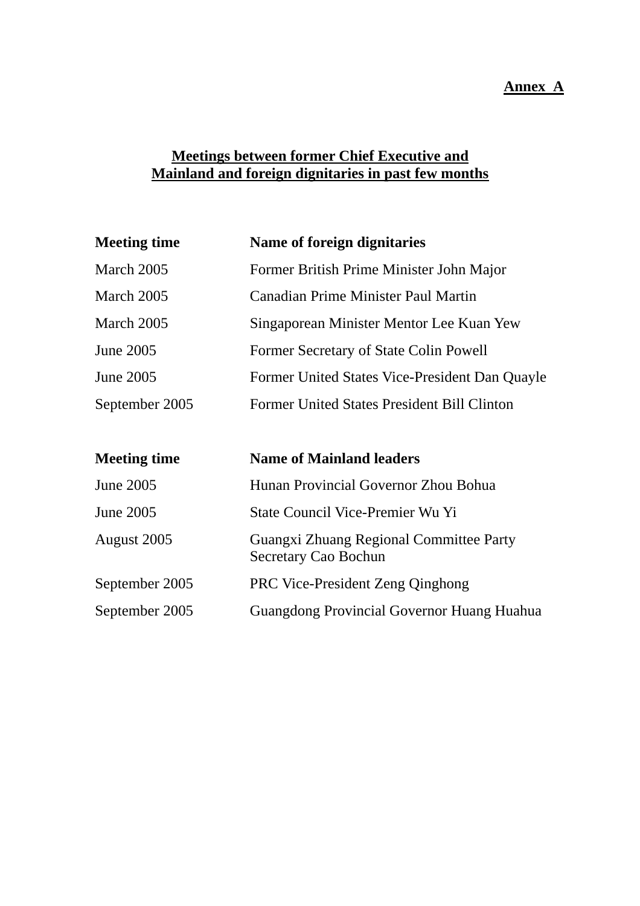**Annex A**

## Meetings between former Chief Executive and Mainland and foreign dignitaries in past few months

| Meeting time | Name of foreign dignitaries |
| --- | --- |
| March 2005 | Former British Prime Minister John Major |
| March 2005 | Canadian Prime Minister Paul Martin |
| March 2005 | Singaporean Minister Mentor Lee Kuan Yew |
| June 2005 | Former Secretary of State Colin Powell |
| June 2005 | Former United States Vice-President Dan Quayle |
| September 2005 | Former United States President Bill Clinton |

| Meeting time | Name of Mainland leaders |
| --- | --- |
| June 2005 | Hunan Provincial Governor Zhou Bohua |
| June 2005 | State Council Vice-Premier Wu Yi |
| August 2005 | Guangxi Zhuang Regional Committee Party Secretary Cao Bochun |
| September 2005 | PRC Vice-President Zeng Qinghong |
| September 2005 | Guangdong Provincial Governor Huang Huahua |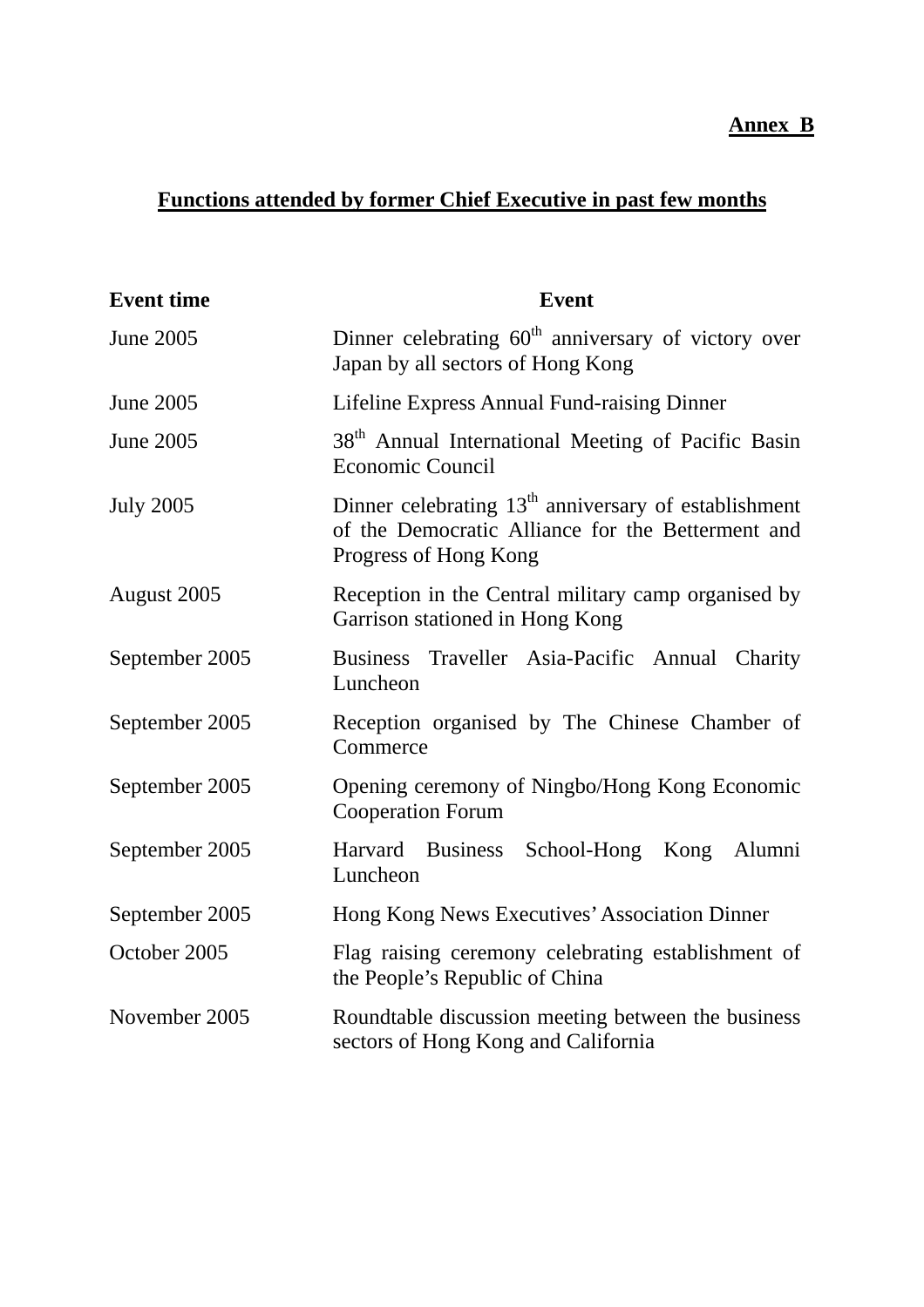**Annex B**

## Functions attended by former Chief Executive in past few months

| Event time | Event |
|---|---|
| June 2005 | Dinner celebrating 60th anniversary of victory over Japan by all sectors of Hong Kong |
| June 2005 | Lifeline Express Annual Fund-raising Dinner |
| June 2005 | 38th Annual International Meeting of Pacific Basin Economic Council |
| July 2005 | Dinner celebrating 13th anniversary of establishment of the Democratic Alliance for the Betterment and Progress of Hong Kong |
| August 2005 | Reception in the Central military camp organised by Garrison stationed in Hong Kong |
| September 2005 | Business Traveller Asia-Pacific Annual Charity Luncheon |
| September 2005 | Reception organised by The Chinese Chamber of Commerce |
| September 2005 | Opening ceremony of Ningbo/Hong Kong Economic Cooperation Forum |
| September 2005 | Harvard Business School-Hong Kong Alumni Luncheon |
| September 2005 | Hong Kong News Executives' Association Dinner |
| October 2005 | Flag raising ceremony celebrating establishment of the People's Republic of China |
| November 2005 | Roundtable discussion meeting between the business sectors of Hong Kong and California |